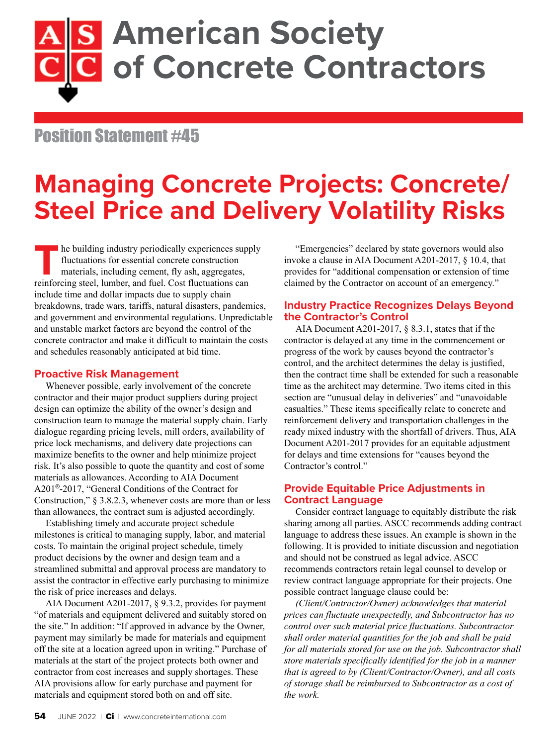# American Society of Concrete Contractors

## Position Statement #45

# Managing Concrete Projects: Concrete/ Steel Price and Delivery Volatility Risks

The building industry periodically experiences supply fluctuations for essential concrete construction materials, including cement, fly ash, aggregates, reinforcing steel, lumber, and fuel. Cost fluctuations can include time and dollar impacts due to supply chain breakdowns, trade wars, tariffs, natural disasters, pandemics, and government and environmental regulations. Unpredictable and unstable market factors are beyond the control of the concrete contractor and make it difficult to maintain the costs and schedules reasonably anticipated at bid time.

### Proactive Risk Management

Whenever possible, early involvement of the concrete contractor and their major product suppliers during project design can optimize the ability of the owner's design and construction team to manage the material supply chain. Early dialogue regarding pricing levels, mill orders, availability of price lock mechanisms, and delivery date projections can maximize benefits to the owner and help minimize project risk. It's also possible to quote the quantity and cost of some materials as allowances. According to AIA Document A201®-2017, "General Conditions of the Contract for Construction," § 3.8.2.3, whenever costs are more than or less than allowances, the contract sum is adjusted accordingly.

Establishing timely and accurate project schedule milestones is critical to managing supply, labor, and material costs. To maintain the original project schedule, timely product decisions by the owner and design team and a streamlined submittal and approval process are mandatory to assist the contractor in effective early purchasing to minimize the risk of price increases and delays.

AIA Document A201-2017, § 9.3.2, provides for payment "of materials and equipment delivered and suitably stored on the site." In addition: "If approved in advance by the Owner, payment may similarly be made for materials and equipment off the site at a location agreed upon in writing." Purchase of materials at the start of the project protects both owner and contractor from cost increases and supply shortages. These AIA provisions allow for early purchase and payment for materials and equipment stored both on and off site.

"Emergencies" declared by state governors would also invoke a clause in AIA Document A201-2017, § 10.4, that provides for "additional compensation or extension of time claimed by the Contractor on account of an emergency."

### Industry Practice Recognizes Delays Beyond the Contractor's Control

AIA Document A201-2017, § 8.3.1, states that if the contractor is delayed at any time in the commencement or progress of the work by causes beyond the contractor's control, and the architect determines the delay is justified, then the contract time shall be extended for such a reasonable time as the architect may determine. Two items cited in this section are "unusual delay in deliveries" and "unavoidable casualties." These items specifically relate to concrete and reinforcement delivery and transportation challenges in the ready mixed industry with the shortfall of drivers. Thus, AIA Document A201-2017 provides for an equitable adjustment for delays and time extensions for "causes beyond the Contractor's control."

### Provide Equitable Price Adjustments in Contract Language

Consider contract language to equitably distribute the risk sharing among all parties. ASCC recommends adding contract language to address these issues. An example is shown in the following. It is provided to initiate discussion and negotiation and should not be construed as legal advice. ASCC recommends contractors retain legal counsel to develop or review contract language appropriate for their projects. One possible contract language clause could be:

*(Client/Contractor/Owner) acknowledges that material prices can fluctuate unexpectedly, and Subcontractor has no control over such material price fluctuations. Subcontractor shall order material quantities for the job and shall be paid for all materials stored for use on the job. Subcontractor shall store materials specifically identified for the job in a manner that is agreed to by (Client/Contractor/Owner), and all costs of storage shall be reimbursed to Subcontractor as a cost of the work.*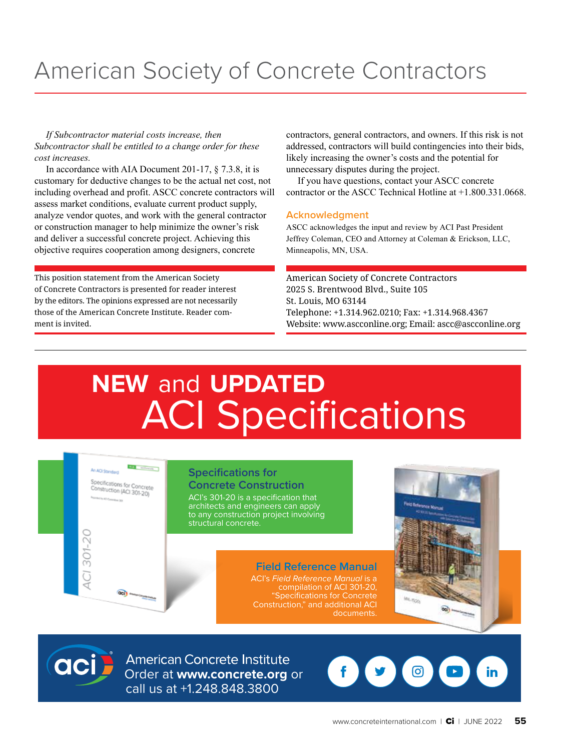# American Society of Concrete Contractors

*If Subcontractor material costs increase, then Subcontractor shall be entitled to a change order for these cost increases.*

In accordance with AIA Document 201-17, § 7.3.8, it is customary for deductive changes to be the actual net cost, not including overhead and profit. ASCC concrete contractors will assess market conditions, evaluate current product supply, analyze vendor quotes, and work with the general contractor or construction manager to help minimize the owner's risk and deliver a successful concrete project. Achieving this objective requires cooperation among designers, concrete contractors, general contractors, and owners. If this risk is not addressed, contractors will build contingencies into their bids, likely increasing the owner's costs and the potential for unnecessary disputes during the project.

If you have questions, contact your ASCC concrete contractor or the ASCC Technical Hotline at +1.800.331.0668.

## Acknowledgment

ASCC acknowledges the input and review by ACI Past President Jeffrey Coleman, CEO and Attorney at Coleman & Erickson, LLC, Minneapolis, MN, USA.

---

This position statement from the American Society of Concrete Contractors is presented for reader interest by the editors. The opinions expressed are not necessarily those of the American Concrete Institute. Reader comment is invited.

---

American Society of Concrete Contractors
2025 S. Brentwood Blvd., Suite 105
St. Louis, MO 63144
Telephone: +1.314.962.0210; Fax: +1.314.968.4367
Website: www.ascconline.org; Email: ascc@ascconline.org

---

# **NEW** and **UPDATED** ACI Specifications

### Specifications for Concrete Construction

ACI's 301-20 is a specification that architects and engineers can apply to any construction project involving structural concrete.

### Field Reference Manual

ACI's *Field Reference Manual* is a compilation of ACI 301-20, "Specifications for Concrete Construction," and additional ACI documents.

American Concrete Institute
Order at **www.concrete.org** or call us at +1.248.848.3800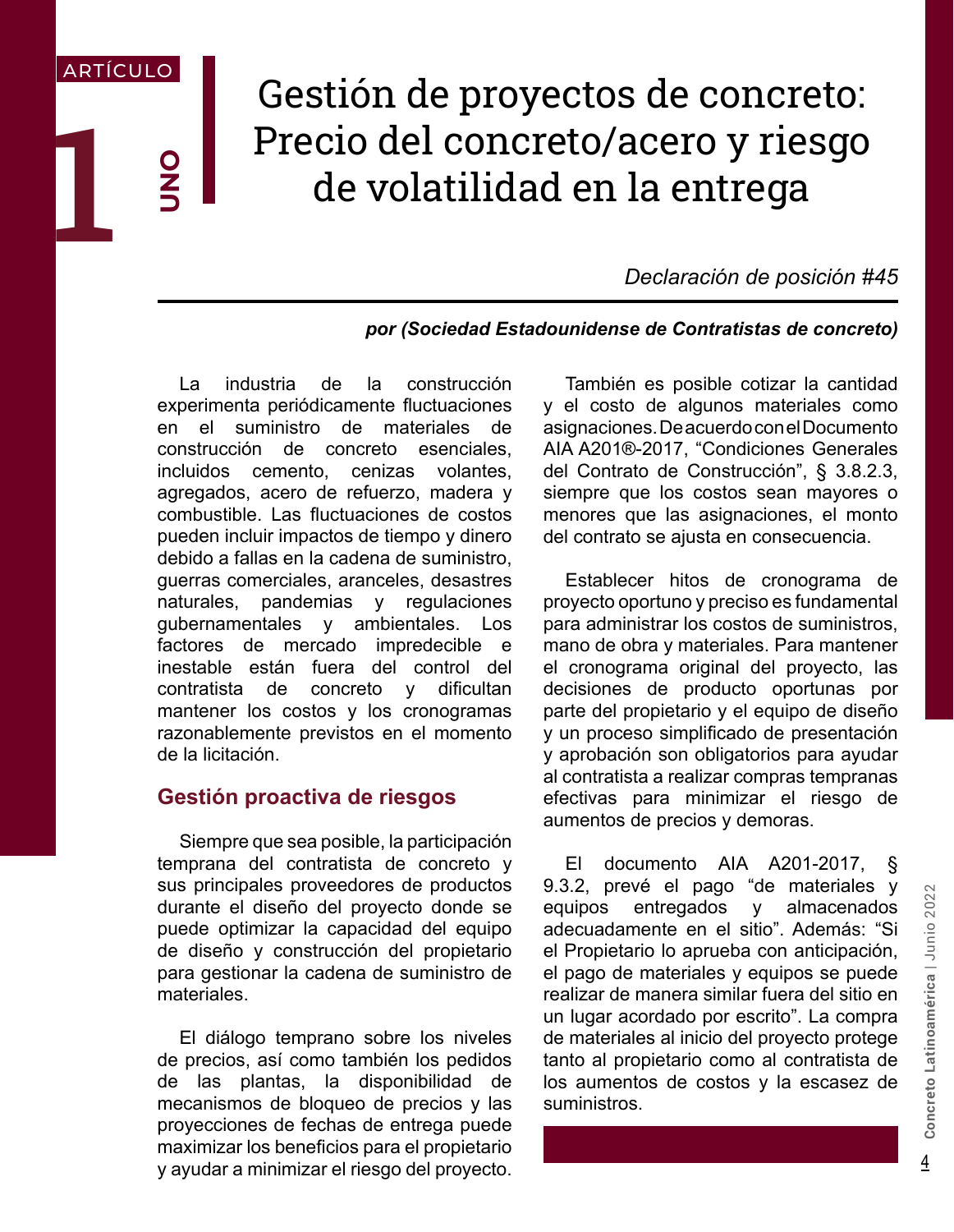ARTÍCULO 1 UNO

# Gestión de proyectos de concreto: Precio del concreto/acero y riesgo de volatilidad en la entrega

*Declaración de posición #45*

***por (Sociedad Estadounidense de Contratistas de concreto)***

La industria de la construcción experimenta periódicamente fluctuaciones en el suministro de materiales de construcción de concreto esenciales, incluidos cemento, cenizas volantes, agregados, acero de refuerzo, madera y combustible. Las fluctuaciones de costos pueden incluir impactos de tiempo y dinero debido a fallas en la cadena de suministro, guerras comerciales, aranceles, desastres naturales, pandemias y regulaciones gubernamentales y ambientales. Los factores de mercado impredecible e inestable están fuera del control del contratista de concreto y dificultan mantener los costos y los cronogramas razonablemente previstos en el momento de la licitación.

## Gestión proactiva de riesgos

Siempre que sea posible, la participación temprana del contratista de concreto y sus principales proveedores de productos durante el diseño del proyecto donde se puede optimizar la capacidad del equipo de diseño y construcción del propietario para gestionar la cadena de suministro de materiales.

El diálogo temprano sobre los niveles de precios, así como también los pedidos de las plantas, la disponibilidad de mecanismos de bloqueo de precios y las proyecciones de fechas de entrega puede maximizar los beneficios para el propietario y ayudar a minimizar el riesgo del proyecto.

También es posible cotizar la cantidad y el costo de algunos materiales como asignaciones. De acuerdo con el Documento AIA A201®-2017, "Condiciones Generales del Contrato de Construcción", § 3.8.2.3, siempre que los costos sean mayores o menores que las asignaciones, el monto del contrato se ajusta en consecuencia.

Establecer hitos de cronograma de proyecto oportuno y preciso es fundamental para administrar los costos de suministros, mano de obra y materiales. Para mantener el cronograma original del proyecto, las decisiones de producto oportunas por parte del propietario y el equipo de diseño y un proceso simplificado de presentación y aprobación son obligatorios para ayudar al contratista a realizar compras tempranas efectivas para minimizar el riesgo de aumentos de precios y demoras.

El documento AIA A201-2017, § 9.3.2, prevé el pago "de materiales y equipos entregados y almacenados adecuadamente en el sitio". Además: "Si el Propietario lo aprueba con anticipación, el pago de materiales y equipos se puede realizar de manera similar fuera del sitio en un lugar acordado por escrito". La compra de materiales al inicio del proyecto protege tanto al propietario como al contratista de los aumentos de costos y la escasez de suministros.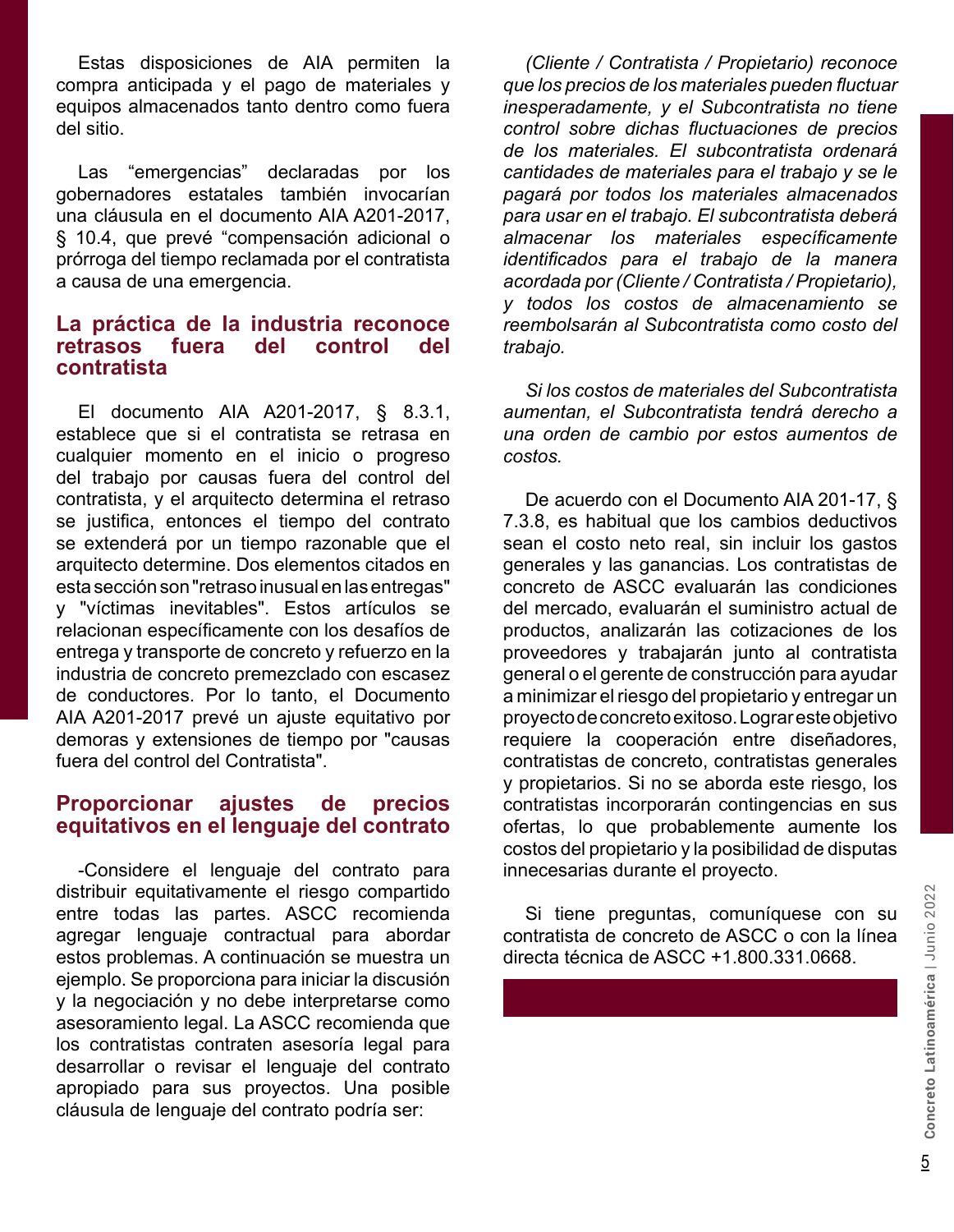Estas disposiciones de AIA permiten la compra anticipada y el pago de materiales y equipos almacenados tanto dentro como fuera del sitio.

Las "emergencias" declaradas por los gobernadores estatales también invocarían una cláusula en el documento AIA A201-2017, § 10.4, que prevé "compensación adicional o prórroga del tiempo reclamada por el contratista a causa de una emergencia.

## La práctica de la industria reconoce retrasos fuera del control del contratista

El documento AIA A201-2017, § 8.3.1, establece que si el contratista se retrasa en cualquier momento en el inicio o progreso del trabajo por causas fuera del control del contratista, y el arquitecto determina el retraso se justifica, entonces el tiempo del contrato se extenderá por un tiempo razonable que el arquitecto determine. Dos elementos citados en esta sección son "retraso inusual en las entregas" y "víctimas inevitables". Estos artículos se relacionan específicamente con los desafíos de entrega y transporte de concreto y refuerzo en la industria de concreto premezclado con escasez de conductores. Por lo tanto, el Documento AIA A201-2017 prevé un ajuste equitativo por demoras y extensiones de tiempo por "causas fuera del control del Contratista".

## Proporcionar ajustes de precios equitativos en el lenguaje del contrato

-Considere el lenguaje del contrato para distribuir equitativamente el riesgo compartido entre todas las partes. ASCC recomienda agregar lenguaje contractual para abordar estos problemas. A continuación se muestra un ejemplo. Se proporciona para iniciar la discusión y la negociación y no debe interpretarse como asesoramiento legal. La ASCC recomienda que los contratistas contraten asesoría legal para desarrollar o revisar el lenguaje del contrato apropiado para sus proyectos. Una posible cláusula de lenguaje del contrato podría ser:

*(Cliente / Contratista / Propietario) reconoce que los precios de los materiales pueden fluctuar inesperadamente, y el Subcontratista no tiene control sobre dichas fluctuaciones de precios de los materiales. El subcontratista ordenará cantidades de materiales para el trabajo y se le pagará por todos los materiales almacenados para usar en el trabajo. El subcontratista deberá almacenar los materiales específicamente identificados para el trabajo de la manera acordada por (Cliente / Contratista / Propietario), y todos los costos de almacenamiento se reembolsarán al Subcontratista como costo del trabajo.*

*Si los costos de materiales del Subcontratista aumentan, el Subcontratista tendrá derecho a una orden de cambio por estos aumentos de costos.*

De acuerdo con el Documento AIA 201-17, § 7.3.8, es habitual que los cambios deductivos sean el costo neto real, sin incluir los gastos generales y las ganancias. Los contratistas de concreto de ASCC evaluarán las condiciones del mercado, evaluarán el suministro actual de productos, analizarán las cotizaciones de los proveedores y trabajarán junto al contratista general o el gerente de construcción para ayudar a minimizar el riesgo del propietario y entregar un proyecto de concreto exitoso. Lograr este objetivo requiere la cooperación entre diseñadores, contratistas de concreto, contratistas generales y propietarios. Si no se aborda este riesgo, los contratistas incorporarán contingencias en sus ofertas, lo que probablemente aumente los costos del propietario y la posibilidad de disputas innecesarias durante el proyecto.

Si tiene preguntas, comuníquese con su contratista de concreto de ASCC o con la línea directa técnica de ASCC +1.800.331.0668.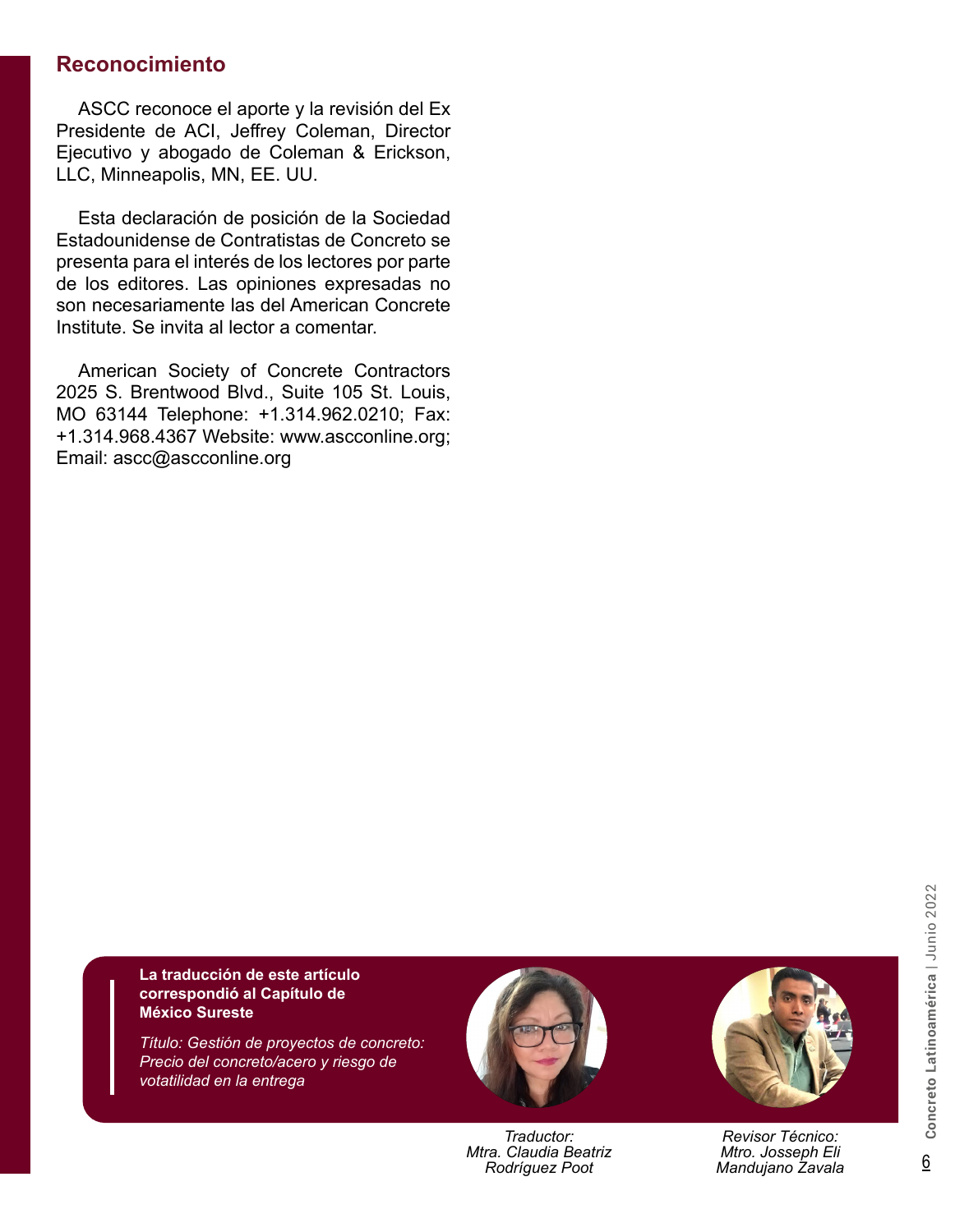## Reconocimiento

ASCC reconoce el aporte y la revisión del Ex Presidente de ACI, Jeffrey Coleman, Director Ejecutivo y abogado de Coleman & Erickson, LLC, Minneapolis, MN, EE. UU.

Esta declaración de posición de la Sociedad Estadounidense de Contratistas de Concreto se presenta para el interés de los lectores por parte de los editores. Las opiniones expresadas no son necesariamente las del American Concrete Institute. Se invita al lector a comentar.

American Society of Concrete Contractors 2025 S. Brentwood Blvd., Suite 105 St. Louis, MO 63144 Telephone: +1.314.962.0210; Fax: +1.314.968.4367 Website: www.ascconline.org; Email: ascc@ascconline.org

**La traducción de este artículo correspondió al Capítulo de México Sureste**

*Título: Gestión de proyectos de concreto: Precio del concreto/acero y riesgo de votatilidad en la entrega*

*Traductor: Mtra. Claudia Beatriz Rodríguez Poot*

*Revisor Técnico: Mtro. Josseph Eli Mandujano Zavala*